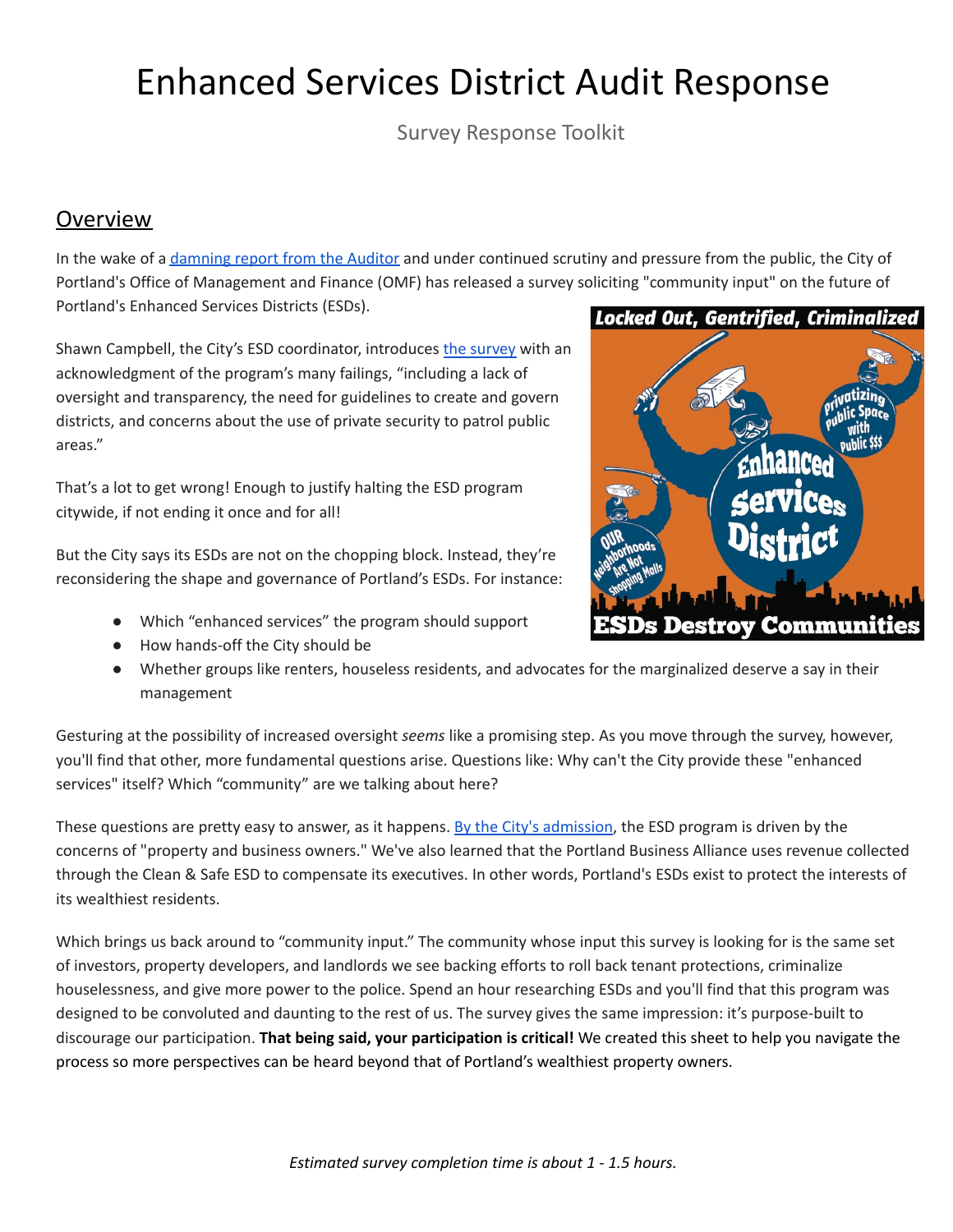# Enhanced Services District Audit Response

Survey Response Toolkit

## Overview

In the wake of a damning report from the Auditor and under continued scrutiny and pressure from the public, the City of Portland's Office of Management and Finance (OMF) has released a survey soliciting "community input" on the future of Portland's Enhanced Services Districts (ESDs).

Shawn Campbell, the City's ESD coordinator, introduces the survey with an acknowledgment of the program's many failings, "including a lack of oversight and transparency, the need for guidelines to create and govern districts, and concerns about the use of private security to patrol public areas."

That's a lot to get wrong! Enough to justify halting the ESD program citywide, if not ending it once and for all!

But the City says its ESDs are not on the chopping block. Instead, they're reconsidering the shape and governance of Portland's ESDs. For instance:

- Which "enhanced services" the program should support
- How hands-off the City should be
- Whether groups like renters, houseless residents, and advocates for the marginalized deserve a say in their management

Gesturing at the possibility of increased oversight *seems* like a promising step. As you move through the survey, however, you'll find that other, more fundamental questions arise. Questions like: Why can't the City provide these "enhanced services" itself? Which "community" are we talking about here?

These questions are pretty easy to answer, as it happens. By the City's admission, the ESD program is driven by the concerns of "property and business owners." We've also learned that the Portland Business Alliance uses revenue collected through the Clean & Safe ESD to compensate its executives. In other words, Portland's ESDs exist to protect the interests of its wealthiest residents.

Which brings us back around to "community input." The community whose input this survey is looking for is the same set of investors, property developers, and landlords we see backing efforts to roll back tenant protections, criminalize houselessness, and give more power to the police. Spend an hour researching ESDs and you'll find that this program was designed to be convoluted and daunting to the rest of us. The survey gives the same impression: it's purpose-built to discourage our participation. **That being said, your participation is critical!** We created this sheet to help you navigate the process so more perspectives can be heard beyond that of Portland's wealthiest property owners.

*Estimated survey completion time is about 1 - 1.5 hours.*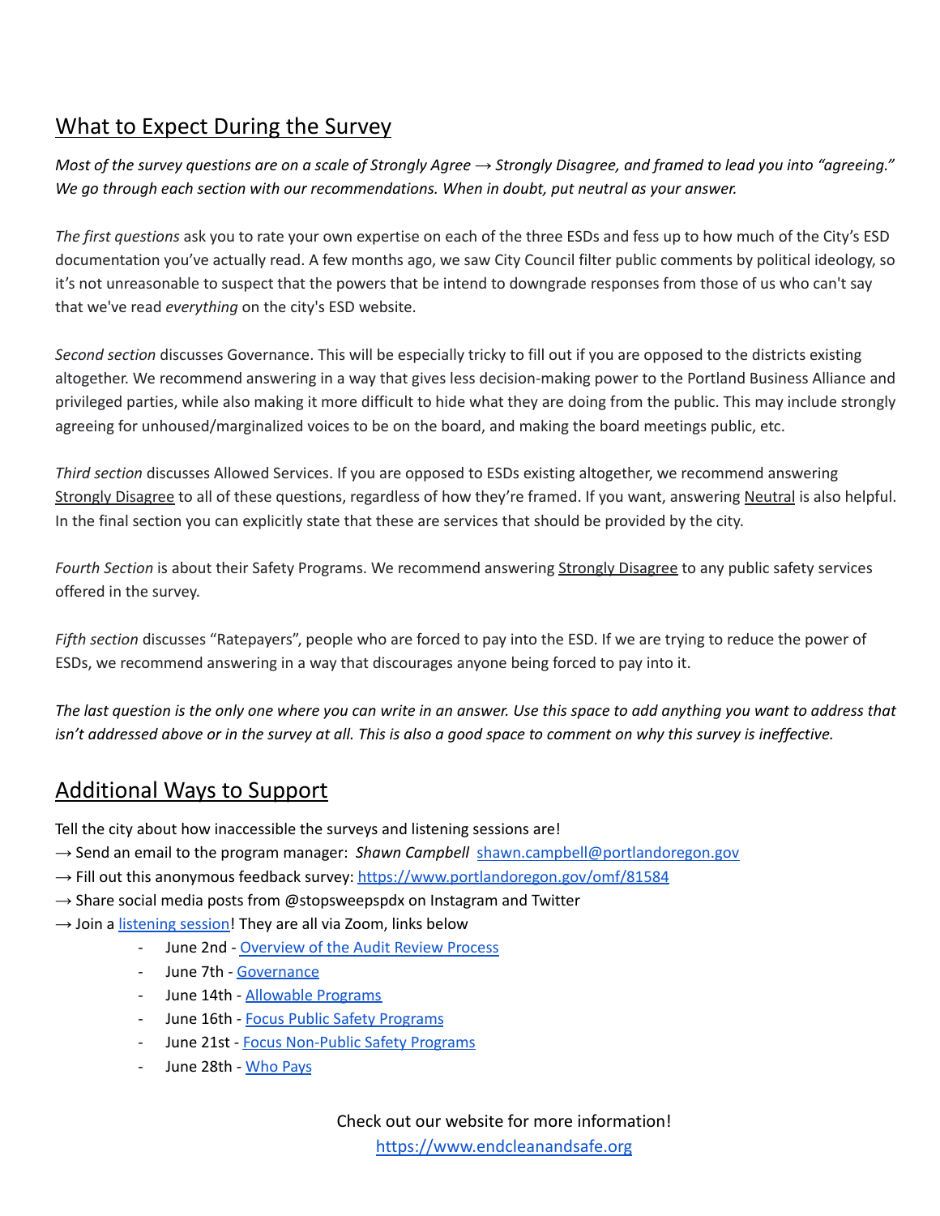## What to Expect During the Survey

*Most of the survey questions are on a scale of Strongly Agree → Strongly Disagree, and framed to lead you into "agreeing." We go through each section with our recommendations. When in doubt, put neutral as your answer.*

*The first questions* ask you to rate your own expertise on each of the three ESDs and fess up to how much of the City's ESD documentation you've actually read. A few months ago, we saw City Council filter public comments by political ideology, so it's not unreasonable to suspect that the powers that be intend to downgrade responses from those of us who can't say that we've read *everything* on the city's ESD website.

*Second section* discusses Governance. This will be especially tricky to fill out if you are opposed to the districts existing altogether. We recommend answering in a way that gives less decision-making power to the Portland Business Alliance and privileged parties, while also making it more difficult to hide what they are doing from the public. This may include strongly agreeing for unhoused/marginalized voices to be on the board, and making the board meetings public, etc.

*Third section* discusses Allowed Services. If you are opposed to ESDs existing altogether, we recommend answering Strongly Disagree to all of these questions, regardless of how they're framed. If you want, answering Neutral is also helpful. In the final section you can explicitly state that these are services that should be provided by the city.

*Fourth Section* is about their Safety Programs. We recommend answering Strongly Disagree to any public safety services offered in the survey.

*Fifth section* discusses "Ratepayers", people who are forced to pay into the ESD. If we are trying to reduce the power of ESDs, we recommend answering in a way that discourages anyone being forced to pay into it.

*The last question is the only one where you can write in an answer. Use this space to add anything you want to address that isn't addressed above or in the survey at all. This is also a good space to comment on why this survey is ineffective.*

## Additional Ways to Support

Tell the city about how inaccessible the surveys and listening sessions are!

→ Send an email to the program manager: *Shawn Campbell* shawn.campbell@portlandoregon.gov
→ Fill out this anonymous feedback survey: https://www.portlandoregon.gov/omf/81584
→ Share social media posts from @stopsweepspdx on Instagram and Twitter
→ Join a listening session! They are all via Zoom, links below

- June 2nd - Overview of the Audit Review Process
- June 7th - Governance
- June 14th - Allowable Programs
- June 16th - Focus Public Safety Programs
- June 21st - Focus Non-Public Safety Programs
- June 28th - Who Pays

Check out our website for more information!
https://www.endcleanandsafe.org